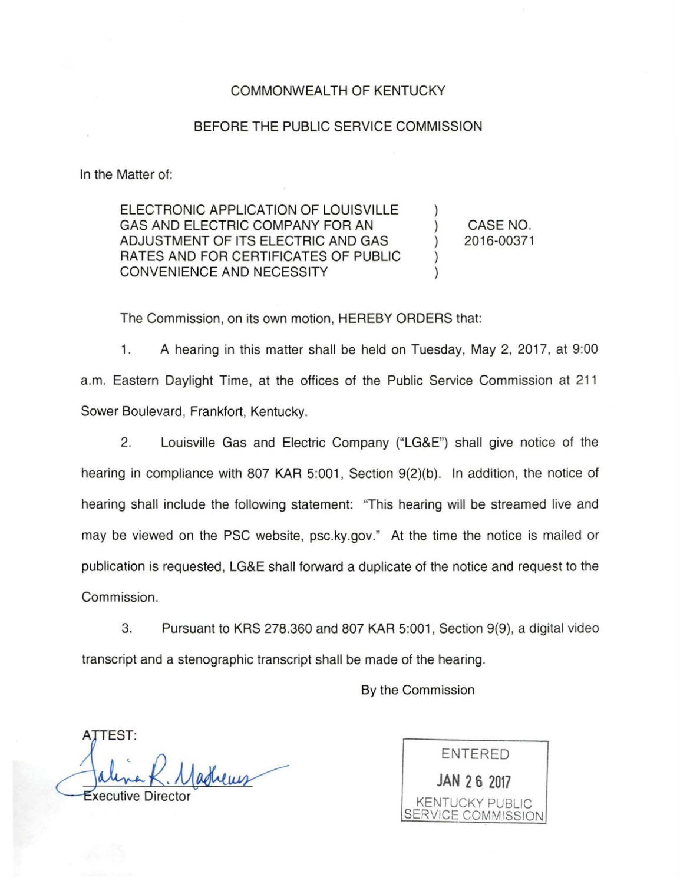COMMONWEALTH OF KENTUCKY

BEFORE THE PUBLIC SERVICE COMMISSION

In the Matter of:

| | | |
|---|---|---|
| ELECTRONIC APPLICATION OF LOUISVILLE GAS AND ELECTRIC COMPANY FOR AN ADJUSTMENT OF ITS ELECTRIC AND GAS RATES AND FOR CERTIFICATES OF PUBLIC CONVENIENCE AND NECESSITY | ) ) ) ) ) | CASE NO. 2016-00371 |

The Commission, on its own motion, HEREBY ORDERS that:

1. A hearing in this matter shall be held on Tuesday, May 2, 2017, at 9:00 a.m. Eastern Daylight Time, at the offices of the Public Service Commission at 211 Sower Boulevard, Frankfort, Kentucky.

2. Louisville Gas and Electric Company ("LG&E") shall give notice of the hearing in compliance with 807 KAR 5:001, Section 9(2)(b). In addition, the notice of hearing shall include the following statement: "This hearing will be streamed live and may be viewed on the PSC website, psc.ky.gov." At the time the notice is mailed or publication is requested, LG&E shall forward a duplicate of the notice and request to the Commission.

3. Pursuant to KRS 278.360 and 807 KAR 5:001, Section 9(9), a digital video transcript and a stenographic transcript shall be made of the hearing.

By the Commission

ATTEST:

Executive Director

ENTERED
JAN 26 2017
KENTUCKY PUBLIC SERVICE COMMISSION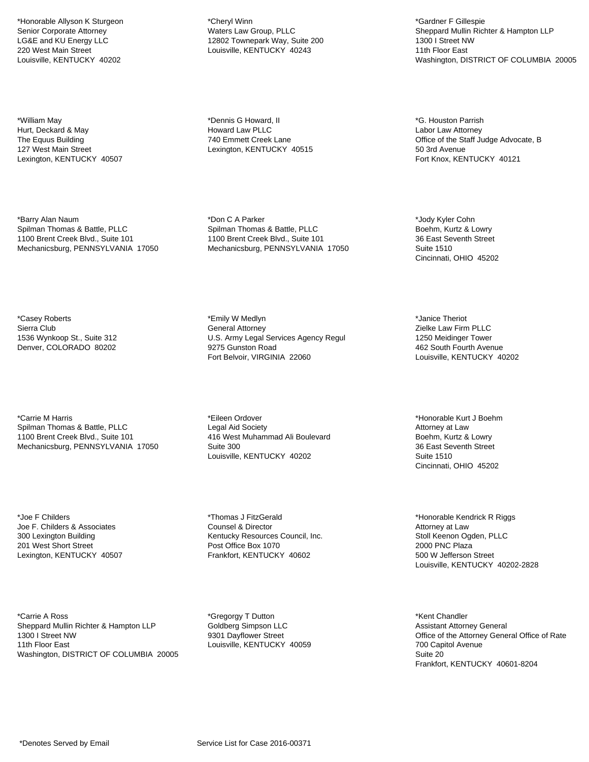*Honorable Allyson K Sturgeon
Senior Corporate Attorney
LG&E and KU Energy LLC
220 West Main Street
Louisville, KENTUCKY  40202

*Cheryl Winn
Waters Law Group, PLLC
12802 Townepark Way, Suite 200
Louisville, KENTUCKY  40243

*Gardner F Gillespie
Sheppard Mullin Richter & Hampton LLP
1300 I Street NW
11th Floor East
Washington, DISTRICT OF COLUMBIA  20005

*William May
Hurt, Deckard & May
The Equus Building
127 West Main Street
Lexington, KENTUCKY  40507

*Dennis G Howard, II
Howard Law PLLC
740 Emmett Creek Lane
Lexington, KENTUCKY  40515

*G. Houston Parrish
Labor Law Attorney
Office of the Staff Judge Advocate, B
50 3rd Avenue
Fort Knox, KENTUCKY  40121

*Barry Alan Naum
Spilman Thomas & Battle, PLLC
1100 Brent Creek Blvd., Suite 101
Mechanicsburg, PENNSYLVANIA  17050

*Don C A Parker
Spilman Thomas & Battle, PLLC
1100 Brent Creek Blvd., Suite 101
Mechanicsburg, PENNSYLVANIA  17050

*Jody Kyler Cohn
Boehm, Kurtz & Lowry
36 East Seventh Street
Suite 1510
Cincinnati, OHIO  45202

*Casey Roberts
Sierra Club
1536 Wynkoop St., Suite 312
Denver, COLORADO  80202

*Emily W Medlyn
General Attorney
U.S. Army Legal Services Agency Regul
9275 Gunston Road
Fort Belvoir, VIRGINIA  22060

*Janice Theriot
Zielke Law Firm PLLC
1250 Meidinger Tower
462 South Fourth Avenue
Louisville, KENTUCKY  40202

*Carrie M Harris
Spilman Thomas & Battle, PLLC
1100 Brent Creek Blvd., Suite 101
Mechanicsburg, PENNSYLVANIA  17050

*Eileen Ordover
Legal Aid Society
416 West Muhammad Ali Boulevard
Suite 300
Louisville, KENTUCKY  40202

*Honorable Kurt J Boehm
Attorney at Law
Boehm, Kurtz & Lowry
36 East Seventh Street
Suite 1510
Cincinnati, OHIO  45202

*Joe F Childers
Joe F. Childers & Associates
300 Lexington Building
201 West Short Street
Lexington, KENTUCKY  40507

*Thomas J FitzGerald
Counsel & Director
Kentucky Resources Council, Inc.
Post Office Box 1070
Frankfort, KENTUCKY  40602

*Honorable Kendrick R Riggs
Attorney at Law
Stoll Keenon Ogden, PLLC
2000 PNC Plaza
500 W Jefferson Street
Louisville, KENTUCKY  40202-2828

*Carrie A Ross
Sheppard Mullin Richter & Hampton LLP
1300 I Street NW
11th Floor East
Washington, DISTRICT OF COLUMBIA  20005

*Gregorgy T Dutton
Goldberg Simpson LLC
9301 Dayflower Street
Louisville, KENTUCKY  40059

*Kent Chandler
Assistant Attorney General
Office of the Attorney General Office of Rate
700 Capitol Avenue
Suite 20
Frankfort, KENTUCKY  40601-8204

*Denotes Served by Email

Service List for Case 2016-00371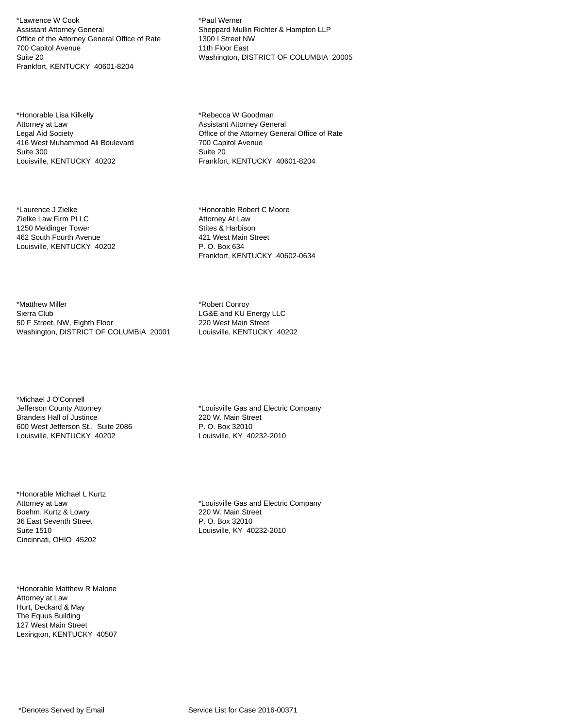*Lawrence W Cook
Assistant Attorney General
Office of the Attorney General Office of Rate
700 Capitol Avenue
Suite 20
Frankfort, KENTUCKY 40601-8204

*Paul Werner
Sheppard Mullin Richter & Hampton LLP
1300 I Street NW
11th Floor East
Washington, DISTRICT OF COLUMBIA 20005

*Honorable Lisa Kilkelly
Attorney at Law
Legal Aid Society
416 West Muhammad Ali Boulevard
Suite 300
Louisville, KENTUCKY 40202

*Rebecca W Goodman
Assistant Attorney General
Office of the Attorney General Office of Rate
700 Capitol Avenue
Suite 20
Frankfort, KENTUCKY 40601-8204

*Laurence J Zielke
Zielke Law Firm PLLC
1250 Meidinger Tower
462 South Fourth Avenue
Louisville, KENTUCKY 40202

*Honorable Robert C Moore
Attorney At Law
Stites & Harbison
421 West Main Street
P. O. Box 634
Frankfort, KENTUCKY 40602-0634

*Matthew Miller
Sierra Club
50 F Street, NW, Eighth Floor
Washington, DISTRICT OF COLUMBIA 20001

*Robert Conroy
LG&E and KU Energy LLC
220 West Main Street
Louisville, KENTUCKY 40202

*Michael J O'Connell
Jefferson County Attorney
Brandeis Hall of Justince
600 West Jefferson St., Suite 2086
Louisville, KENTUCKY 40202

*Louisville Gas and Electric Company
220 W. Main Street
P. O. Box 32010
Louisville, KY 40232-2010

*Honorable Michael L Kurtz
Attorney at Law
Boehm, Kurtz & Lowry
36 East Seventh Street
Suite 1510
Cincinnati, OHIO 45202

*Louisville Gas and Electric Company
220 W. Main Street
P. O. Box 32010
Louisville, KY 40232-2010

*Honorable Matthew R Malone
Attorney at Law
Hurt, Deckard & May
The Equus Building
127 West Main Street
Lexington, KENTUCKY 40507

*Denotes Served by Email

Service List for Case 2016-00371